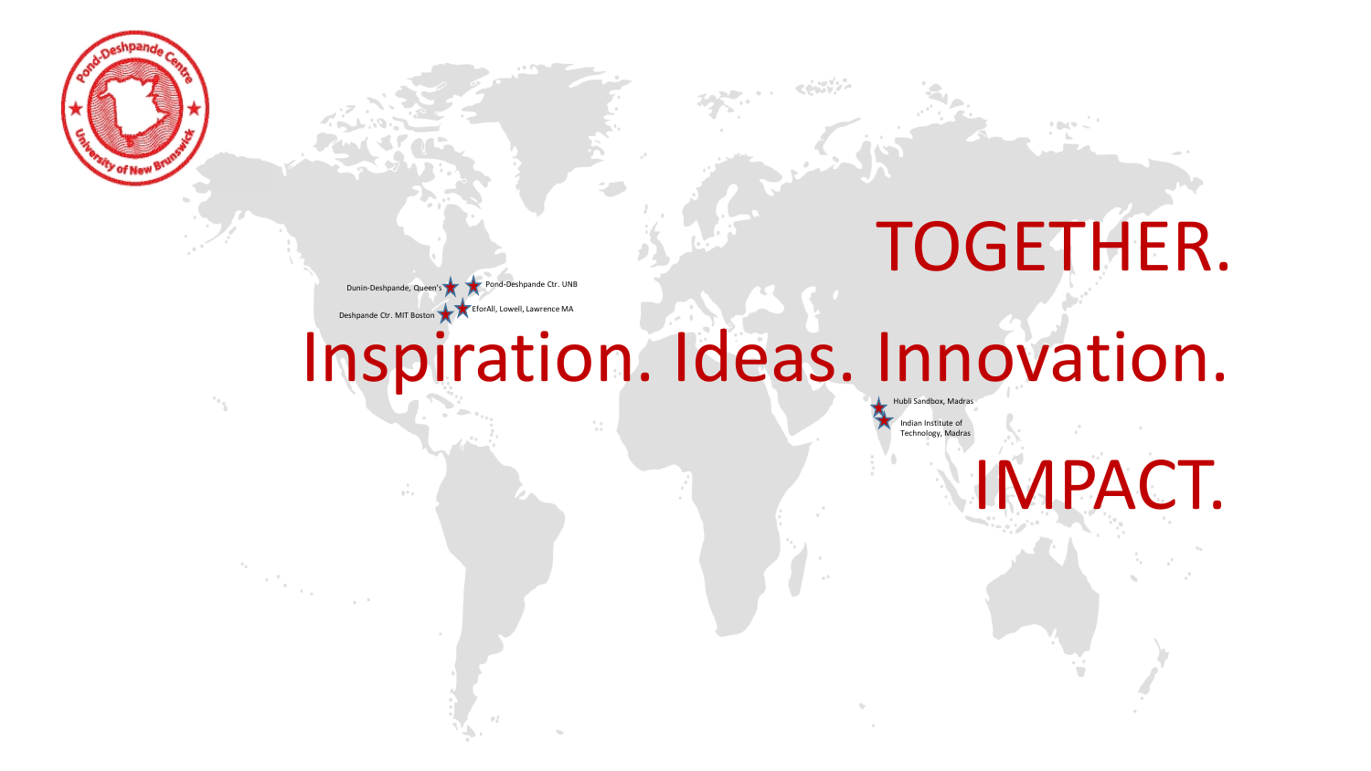Pond-Deshpande Centre

University of New Brunswick

# TOGETHER.

Dunin-Deshpande, Queen's

Pond-Deshpande Ctr. UNB

Deshpande Ctr. MIT Boston

EforAll, Lowell, Lawrence MA

# Inspiration. Ideas. Innovation.

Hubli Sandbox, Madras

Indian Institute of Technology, Madras

# IMPACT.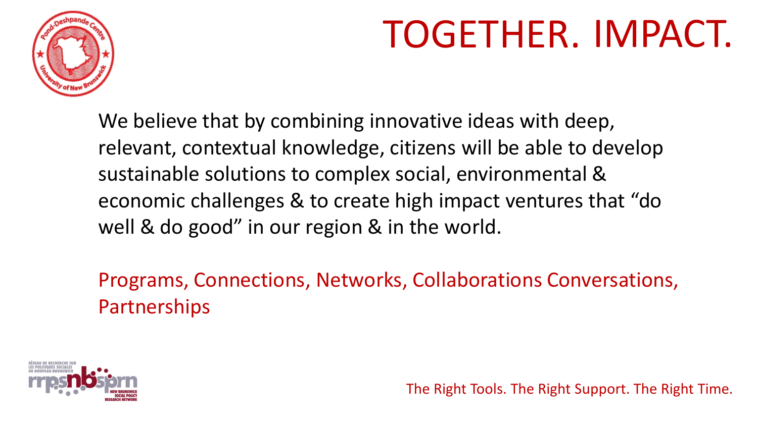# TOGETHER. IMPACT.

We believe that by combining innovative ideas with deep, relevant, contextual knowledge, citizens will be able to develop sustainable solutions to complex social, environmental & economic challenges & to create high impact ventures that "do well & do good" in our region & in the world.

Programs, Connections, Networks, Collaborations Conversations, Partnerships

The Right Tools. The Right Support. The Right Time.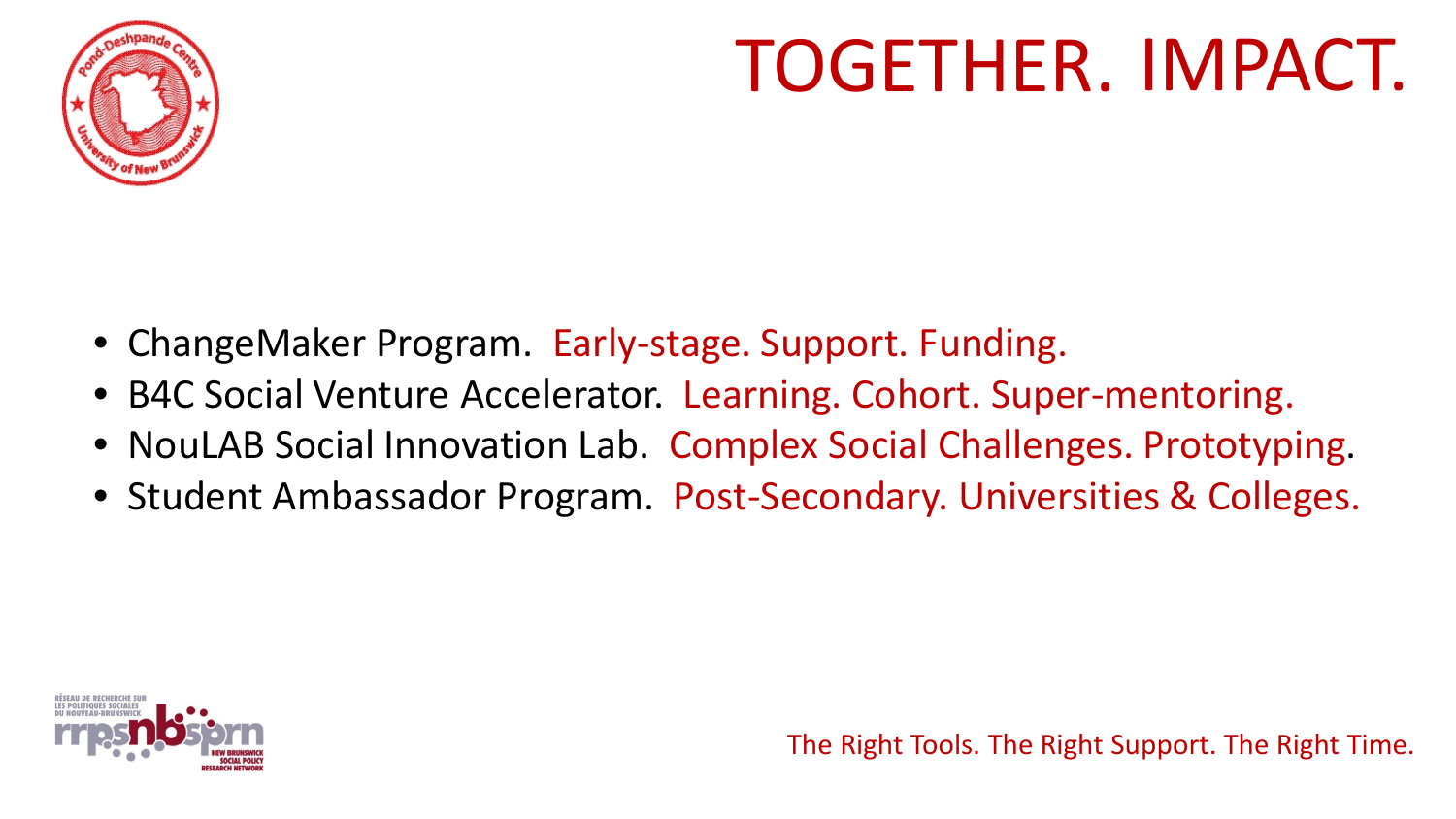# TOGETHER. IMPACT.

- ChangeMaker Program. Early-stage. Support. Funding.
- B4C Social Venture Accelerator. Learning. Cohort. Super-mentoring.
- NouLAB Social Innovation Lab. Complex Social Challenges. Prototyping.
- Student Ambassador Program. Post-Secondary. Universities & Colleges.

The Right Tools. The Right Support. The Right Time.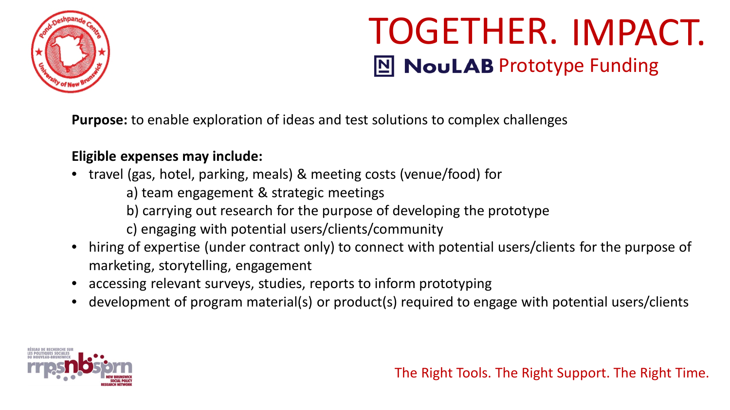# TOGETHER. IMPACT.

## NouLAB Prototype Funding

**Purpose:** to enable exploration of ideas and test solutions to complex challenges

**Eligible expenses may include:**

- travel (gas, hotel, parking, meals) & meeting costs (venue/food) for
  - a) team engagement & strategic meetings
  - b) carrying out research for the purpose of developing the prototype
  - c) engaging with potential users/clients/community
- hiring of expertise (under contract only) to connect with potential users/clients for the purpose of marketing, storytelling, engagement
- accessing relevant surveys, studies, reports to inform prototyping
- development of program material(s) or product(s) required to engage with potential users/clients

The Right Tools. The Right Support. The Right Time.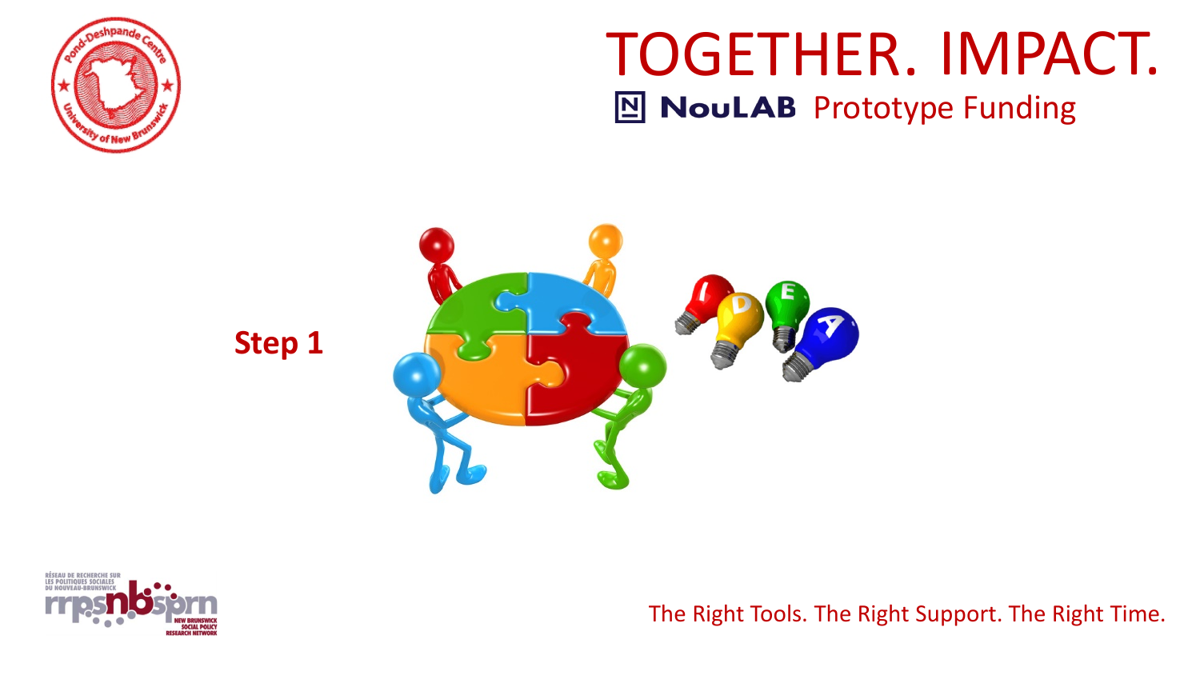# TOGETHER. IMPACT.

## NouLAB Prototype Funding

**Step 1**

The Right Tools. The Right Support. The Right Time.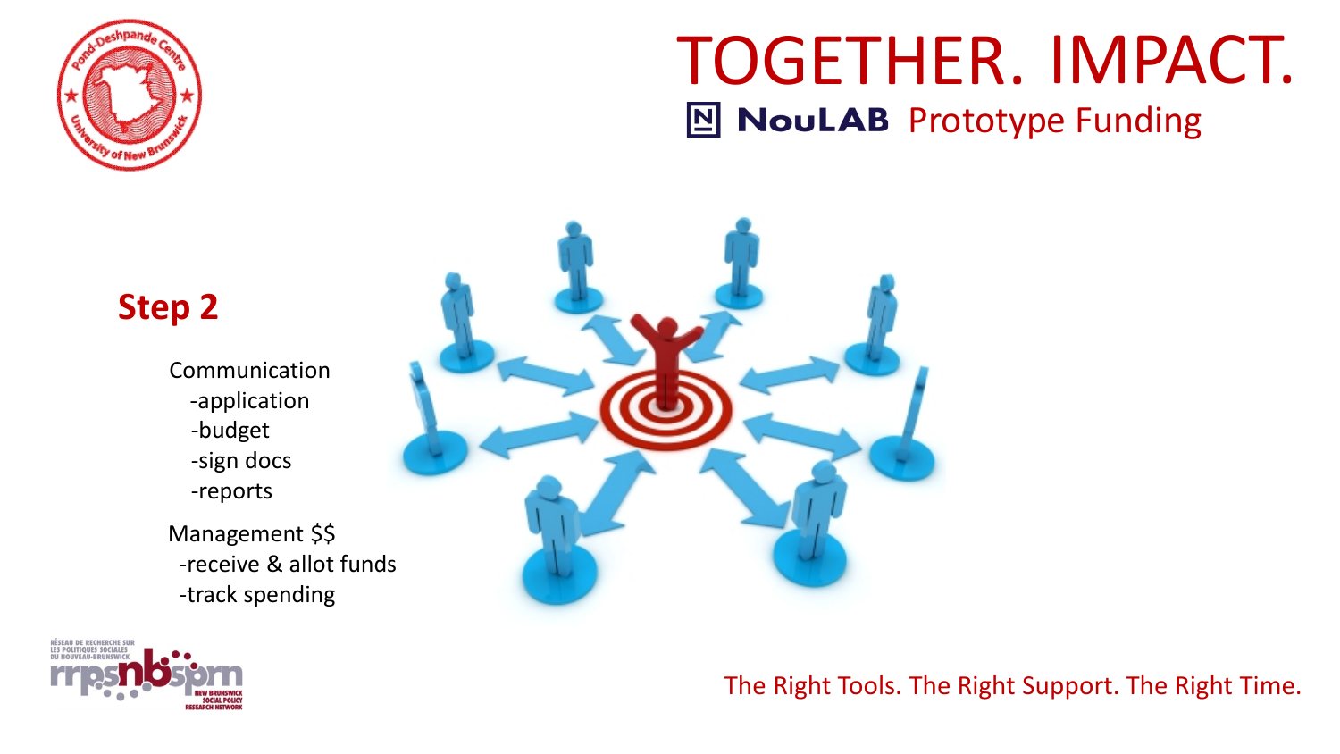# TOGETHER. IMPACT.

## NouLAB Prototype Funding

### Step 2

Communication
- -application
- -budget
- -sign docs
- -reports

Management $$
- -receive & allot funds
- -track spending

The Right Tools. The Right Support. The Right Time.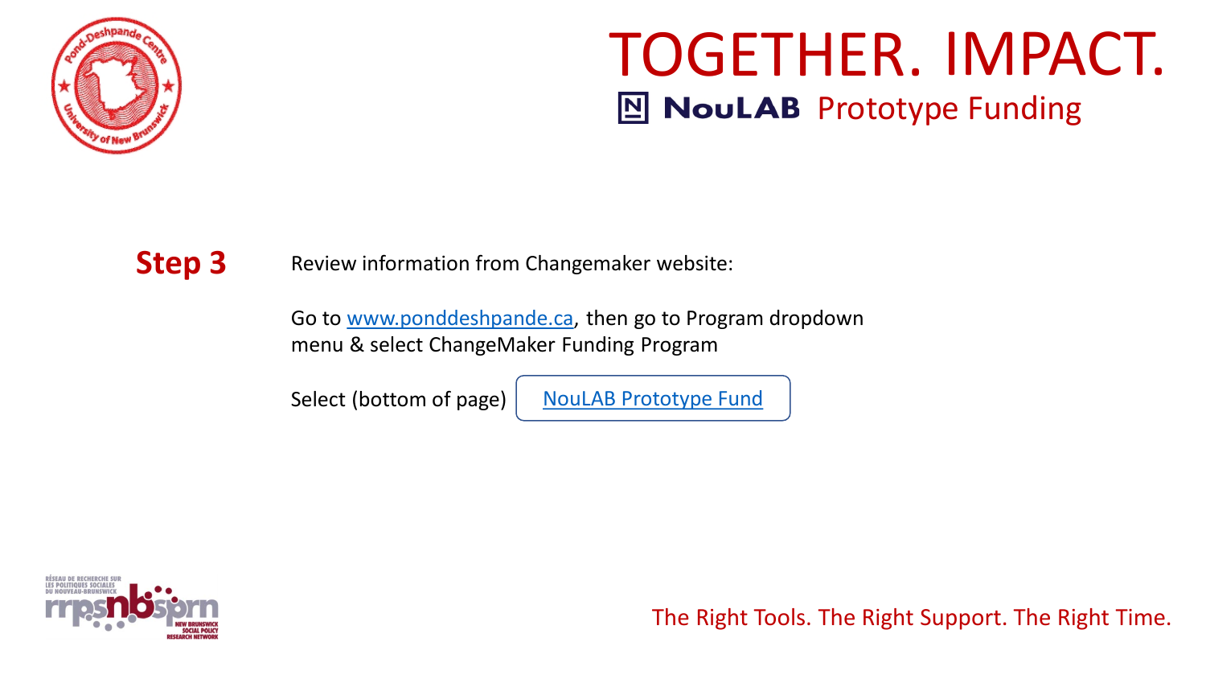# TOGETHER. IMPACT.

## NouLAB Prototype Funding

**Step 3**

Review information from Changemaker website:

Go to [www.ponddeshpande.ca](http://www.ponddeshpande.ca), then go to Program dropdown menu & select ChangeMaker Funding Program

Select (bottom of page) NouLAB Prototype Fund

The Right Tools. The Right Support. The Right Time.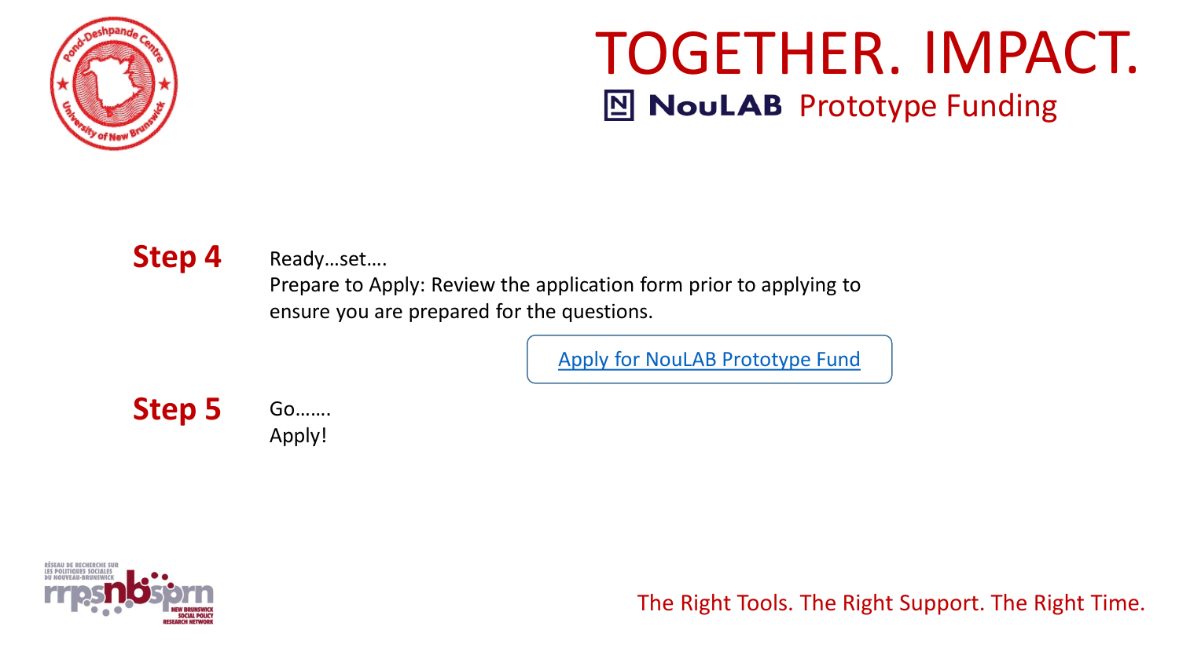# TOGETHER. IMPACT.

## NouLAB Prototype Funding

**Step 4** Ready…set….

Prepare to Apply: Review the application form prior to applying to ensure you are prepared for the questions.

Apply for NouLAB Prototype Fund

**Step 5** Go…….

Apply!

The Right Tools. The Right Support. The Right Time.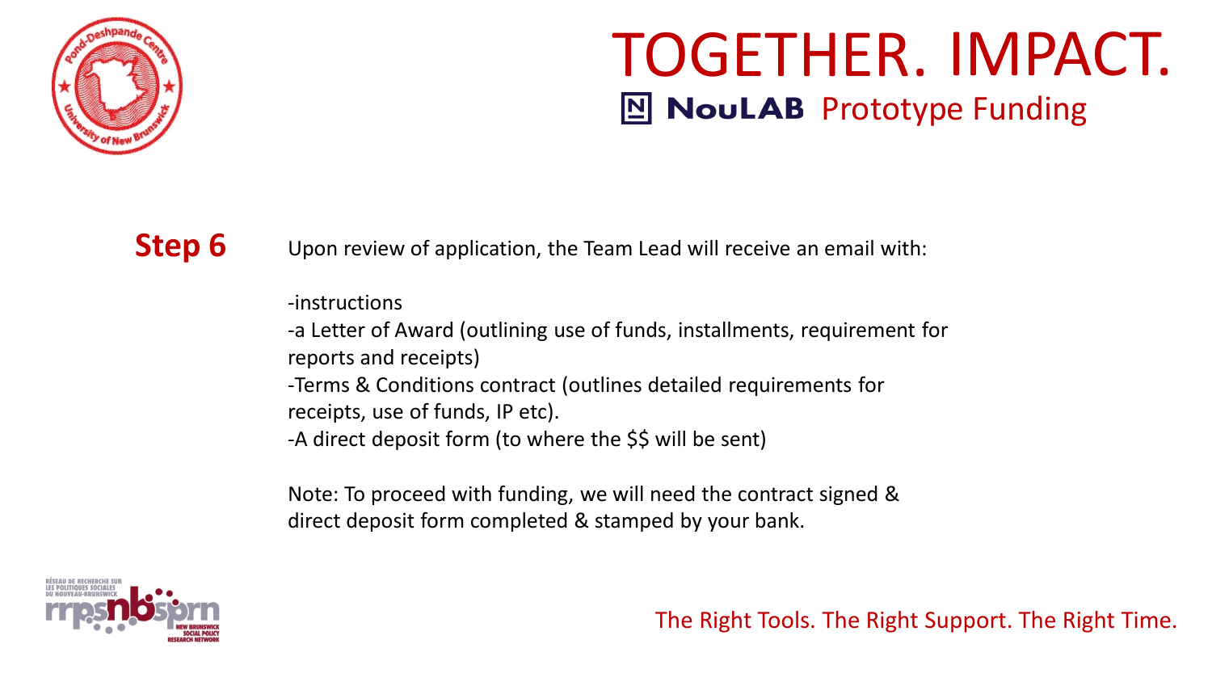# TOGETHER. IMPACT.

## NouLAB Prototype Funding

**Step 6** Upon review of application, the Team Lead will receive an email with:

-instructions
-a Letter of Award (outlining use of funds, installments, requirement for reports and receipts)
-Terms & Conditions contract (outlines detailed requirements for receipts, use of funds, IP etc).
-A direct deposit form (to where the $$ will be sent)

Note: To proceed with funding, we will need the contract signed & direct deposit form completed & stamped by your bank.

The Right Tools. The Right Support. The Right Time.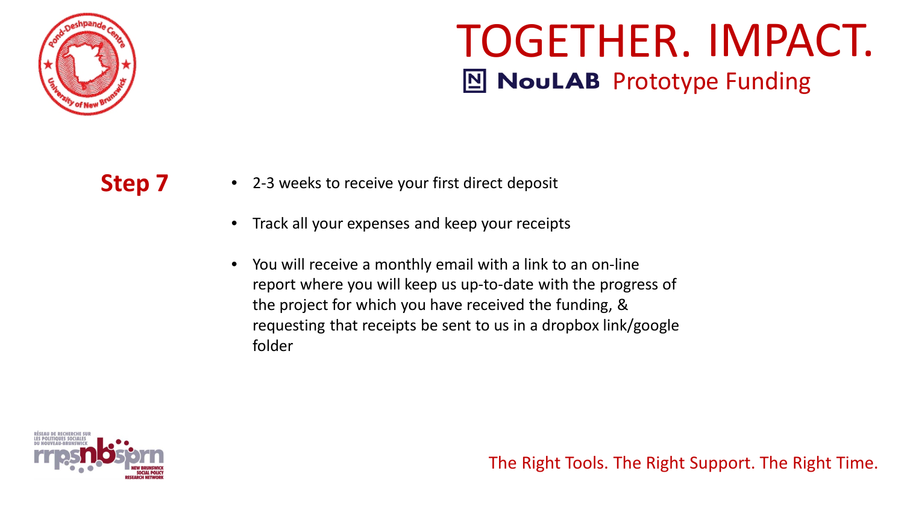# TOGETHER. IMPACT.

## NouLAB Prototype Funding

**Step 7**

- 2-3 weeks to receive your first direct deposit
- Track all your expenses and keep your receipts
- You will receive a monthly email with a link to an on-line report where you will keep us up-to-date with the progress of the project for which you have received the funding, & requesting that receipts be sent to us in a dropbox link/google folder

The Right Tools. The Right Support. The Right Time.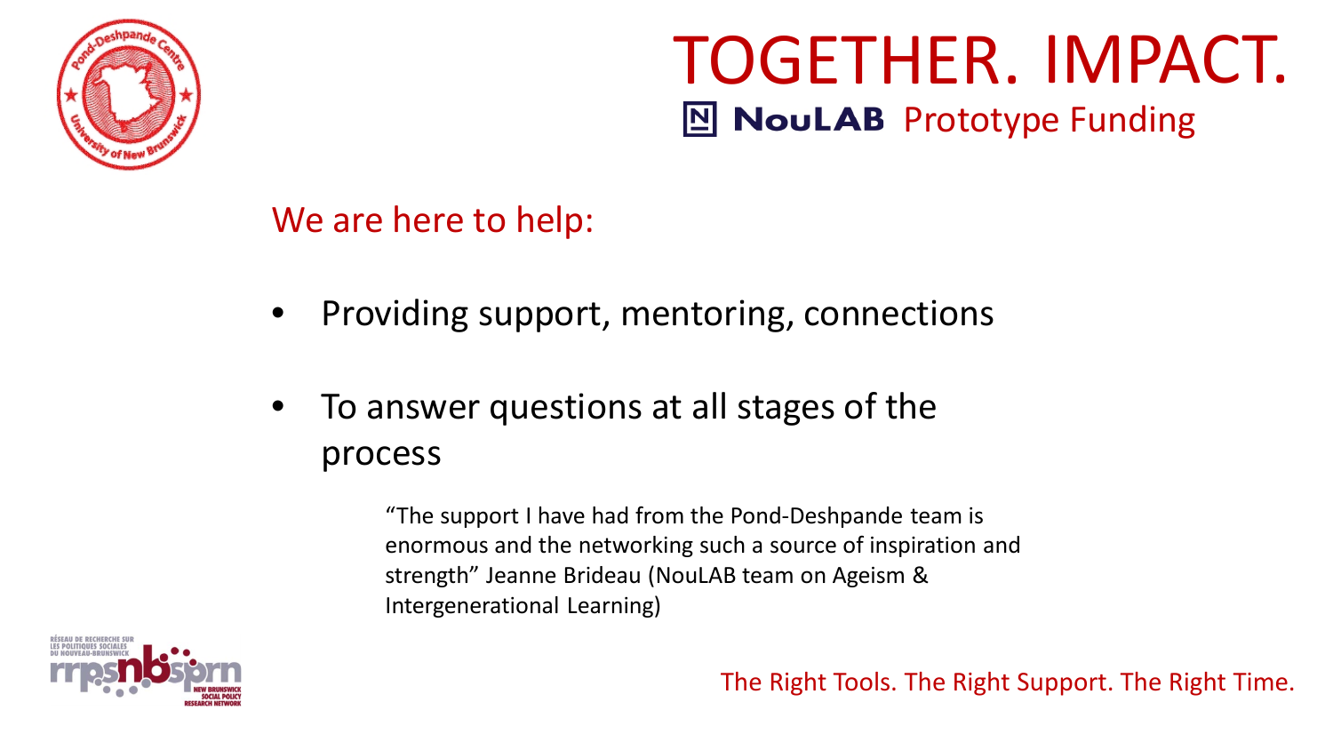# TOGETHER. IMPACT.

## NouLAB Prototype Funding

We are here to help:

- Providing support, mentoring, connections
- To answer questions at all stages of the process

> "The support I have had from the Pond-Deshpande team is enormous and the networking such a source of inspiration and strength" Jeanne Brideau (NouLAB team on Ageism & Intergenerational Learning)

The Right Tools. The Right Support. The Right Time.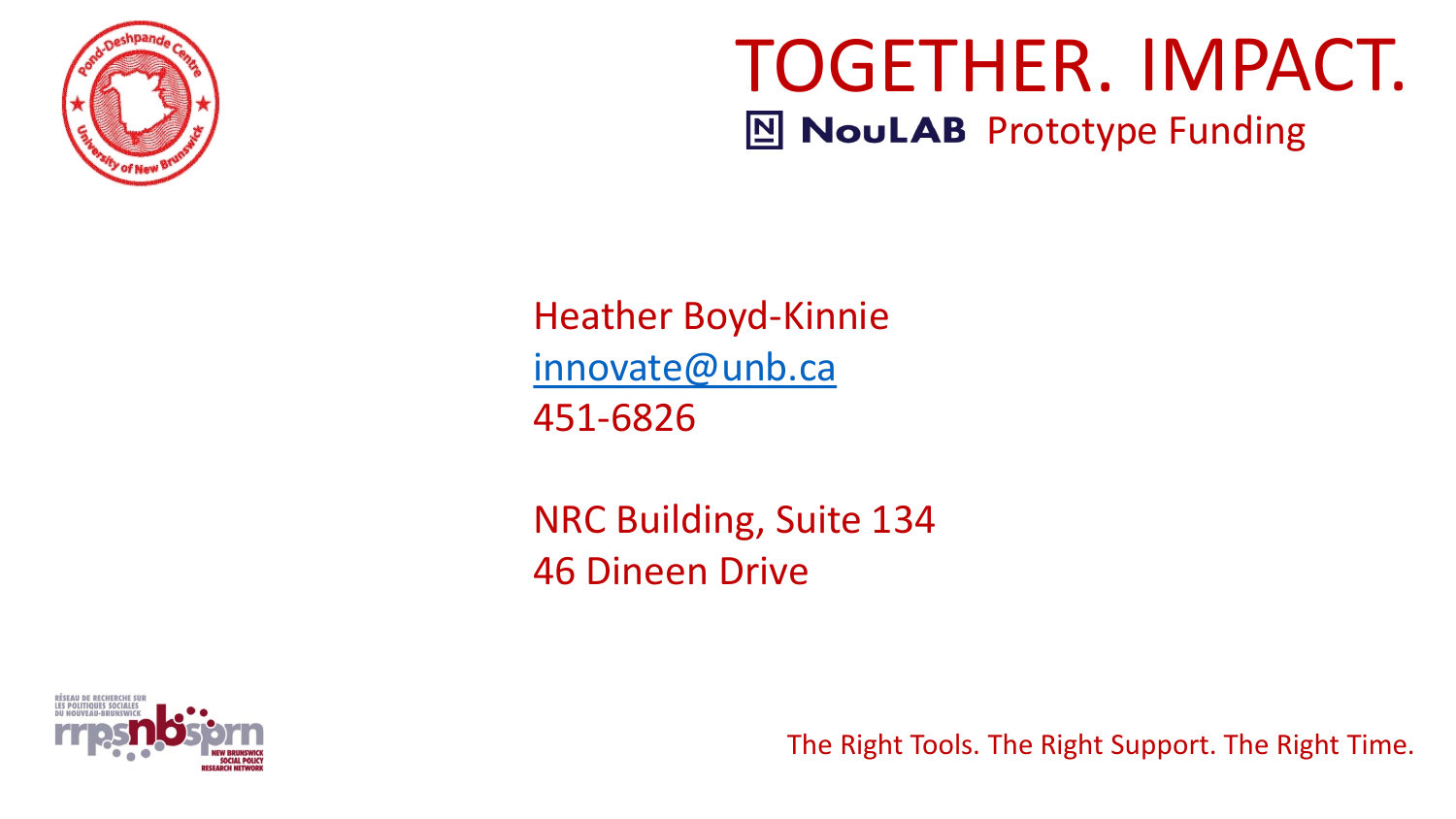# TOGETHER. IMPACT.

## NouLAB Prototype Funding

Heather Boyd-Kinnie
innovate@unb.ca
451-6826

NRC Building, Suite 134
46 Dineen Drive

The Right Tools. The Right Support. The Right Time.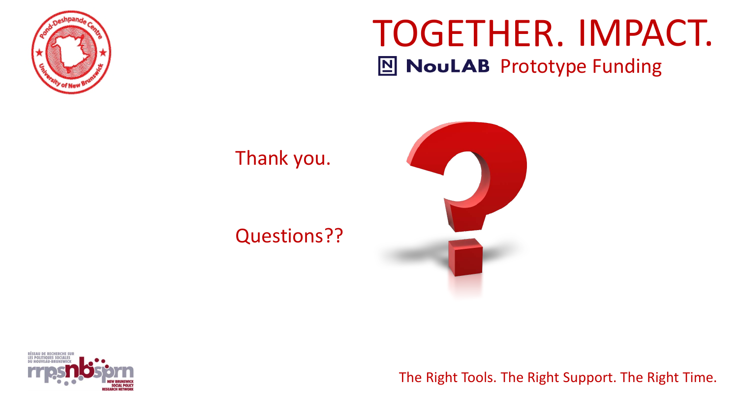# TOGETHER. IMPACT.

## NouLAB Prototype Funding

Thank you.

Questions??

The Right Tools. The Right Support. The Right Time.